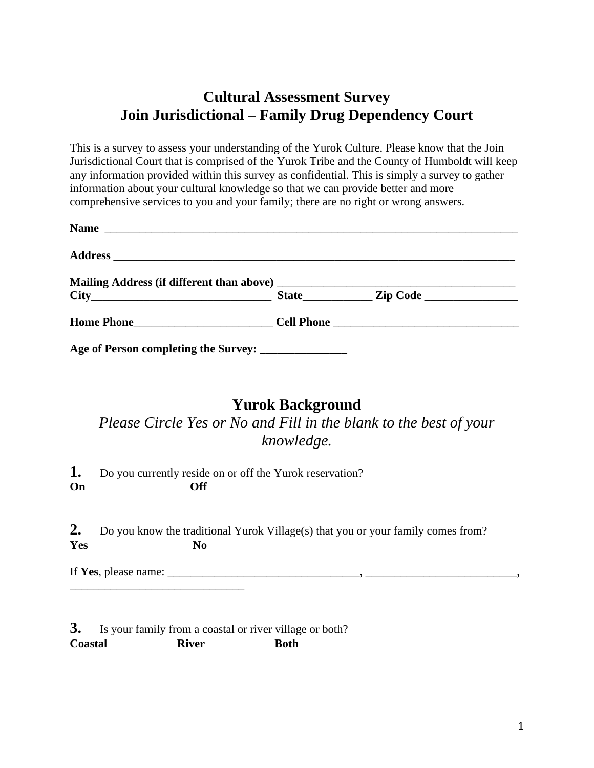# Cultural Assessment Survey
# Join Jurisdictional – Family Drug Dependency Court

This is a survey to assess your understanding of the Yurok Culture. Please know that the Join Jurisdictional Court that is comprised of the Yurok Tribe and the County of Humboldt will keep any information provided within this survey as confidential. This is simply a survey to gather information about your cultural knowledge so that we can provide better and more comprehensive services to you and your family; there are no right or wrong answers.

**Name** ___________________________________________________________________________

**Address** __________________________________________________________________________

**Mailing Address (if different than above)** __________________________________________
**City**________________________________ **State**____________ **Zip Code** ________________

**Home Phone**________________________ **Cell Phone** _________________________________

**Age of Person completing the Survey: _______________**

## Yurok Background

*Please Circle Yes or No and Fill in the blank to the best of your knowledge.*

**1.** Do you currently reside on or off the Yurok reservation?
**On** **Off**

**2.** Do you know the traditional Yurok Village(s) that you or your family comes from?
**Yes** **No**

If **Yes**, please name: _________________________________, __________________________, ______________________________

**3.** Is your family from a coastal or river village or both?
**Coastal** **River** **Both**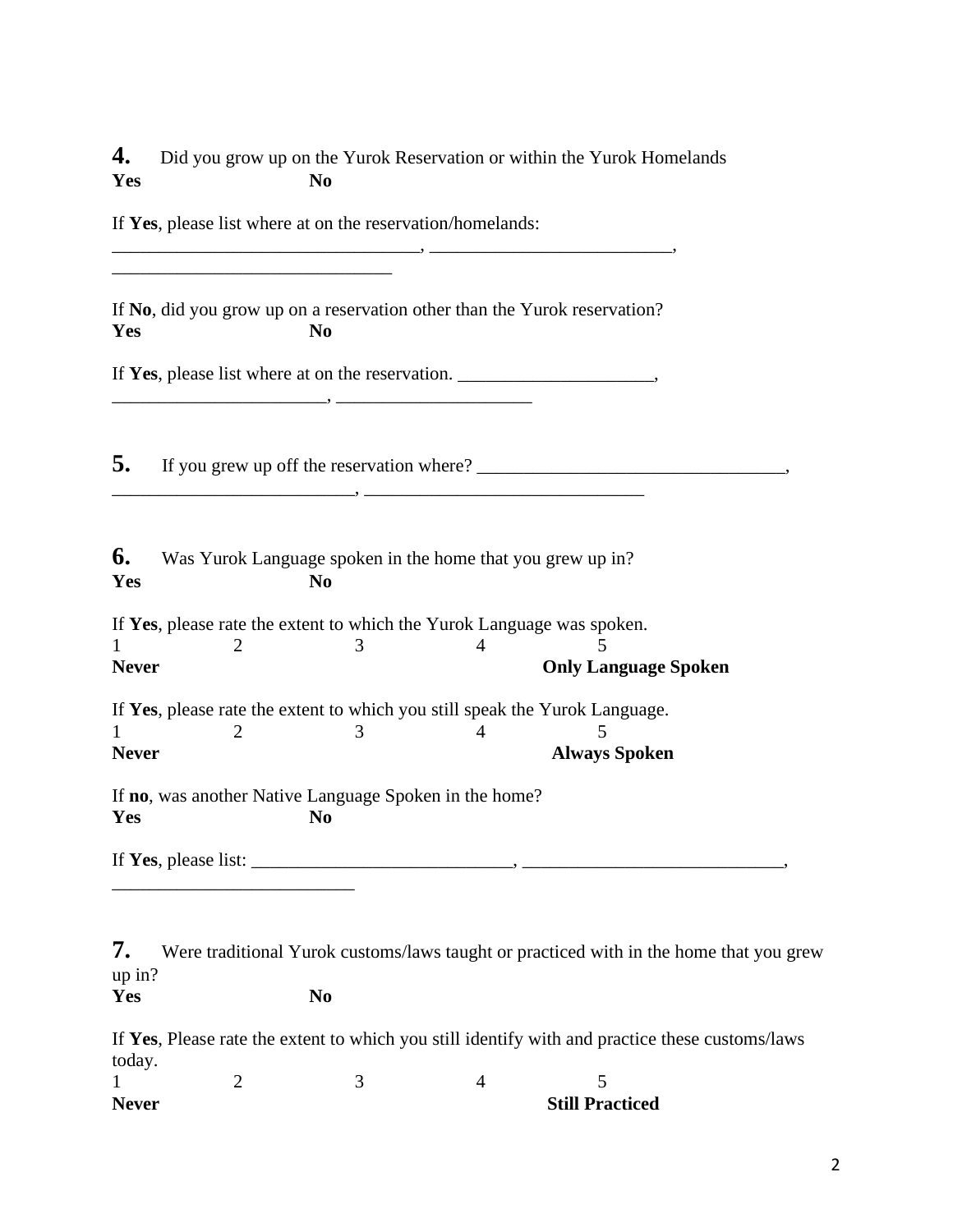**4.** Did you grow up on the Yurok Reservation or within the Yurok Homelands

**Yes** **No**

If **Yes**, please list where at on the reservation/homelands:
_________________________________, __________________________, ______________________________

If **No**, did you grow up on a reservation other than the Yurok reservation?

**Yes** **No**

If **Yes**, please list where at on the reservation. _____________________, _______________________, _____________________

**5.** If you grew up off the reservation where? _________________________________, __________________________, ______________________________

**6.** Was Yurok Language spoken in the home that you grew up in?

**Yes** **No**

If **Yes**, please rate the extent to which the Yurok Language was spoken.

| 1 | 2 | 3 | 4 | 5 |
|---|---|---|---|---|
| **Never** | | | | **Only Language Spoken** |

If **Yes**, please rate the extent to which you still speak the Yurok Language.

| 1 | 2 | 3 | 4 | 5 |
|---|---|---|---|---|
| **Never** | | | | **Always Spoken** |

If **no**, was another Native Language Spoken in the home?

**Yes** **No**

If **Yes**, please list: ____________________________, ____________________________, __________________________

**7.** Were traditional Yurok customs/laws taught or practiced with in the home that you grew up in?

**Yes** **No**

If **Yes**, Please rate the extent to which you still identify with and practice these customs/laws today.

| 1 | 2 | 3 | 4 | 5 |
|---|---|---|---|---|
| **Never** | | | | **Still Practiced** |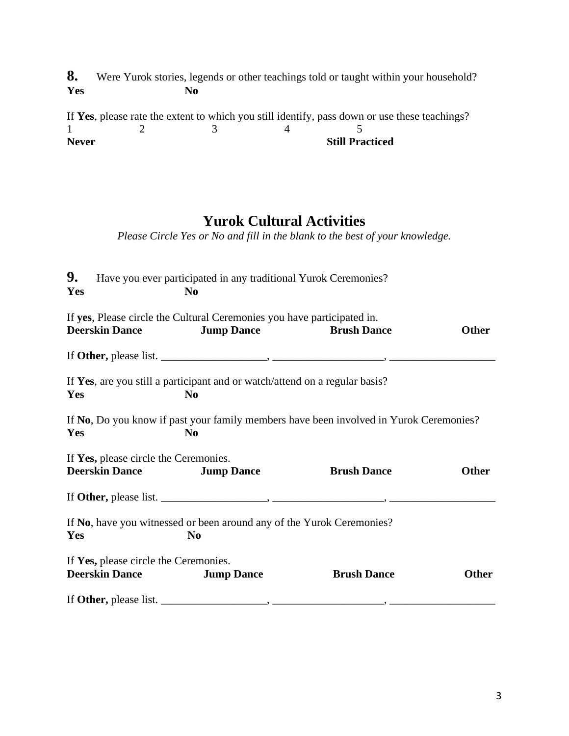**8.** Were Yurok stories, legends or other teachings told or taught within your household?

**Yes** **No**

If **Yes**, please rate the extent to which you still identify, pass down or use these teachings?

| 1 | 2 | 3 | 4 | 5 |
|---|---|---|---|---|
| **Never** | | | | **Still Practiced** |

## Yurok Cultural Activities

*Please Circle Yes or No and fill in the blank to the best of your knowledge.*

**9.** Have you ever participated in any traditional Yurok Ceremonies?

**Yes** **No**

If **yes**, Please circle the Cultural Ceremonies you have participated in.

**Deerskin Dance** **Jump Dance** **Brush Dance** **Other**

If **Other,** please list. ___________________, ____________________, ___________________

If **Yes**, are you still a participant and or watch/attend on a regular basis?

**Yes** **No**

If **No**, Do you know if past your family members have been involved in Yurok Ceremonies?

**Yes** **No**

If **Yes,** please circle the Ceremonies.

**Deerskin Dance** **Jump Dance** **Brush Dance** **Other**

If **Other,** please list. ___________________, ____________________, ___________________

If **No**, have you witnessed or been around any of the Yurok Ceremonies?

**Yes** **No**

If **Yes,** please circle the Ceremonies.

**Deerskin Dance** **Jump Dance** **Brush Dance** **Other**

If **Other,** please list. ___________________, ____________________, ___________________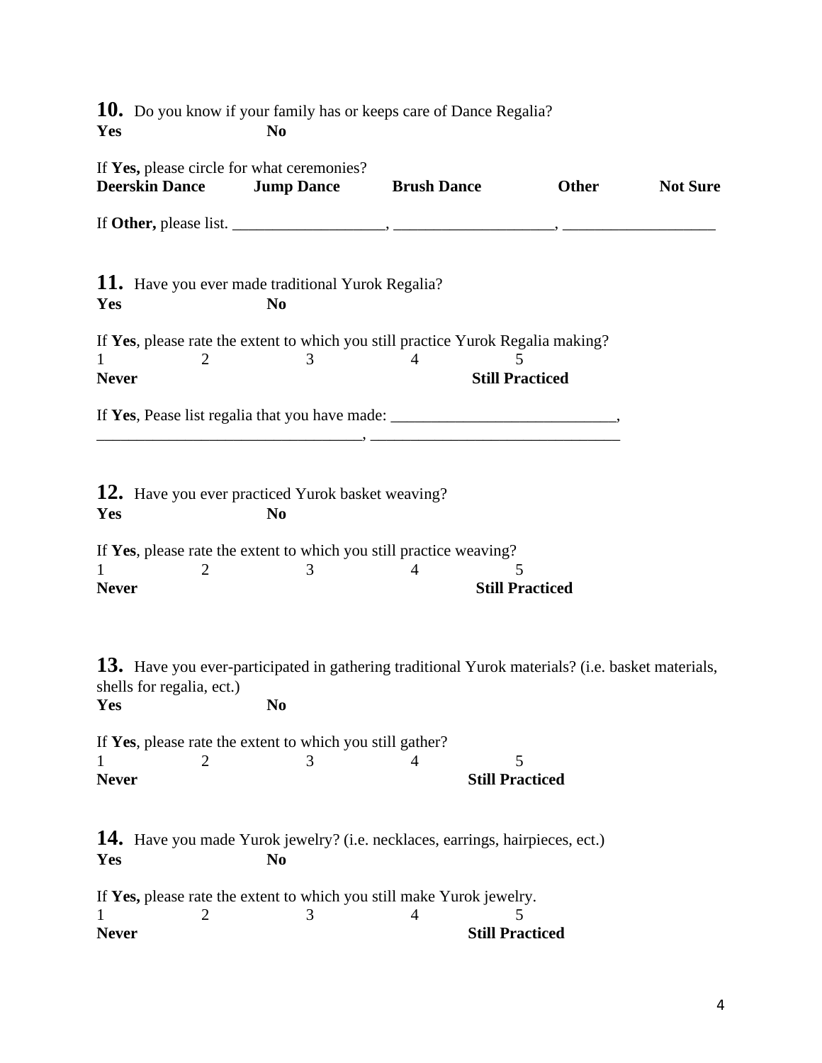**10.** Do you know if your family has or keeps care of Dance Regalia?

**Yes** **No**

If **Yes,** please circle for what ceremonies?

**Deerskin Dance** **Jump Dance** **Brush Dance** **Other** **Not Sure**

If **Other,** please list. ___________________, ___________________, ___________________

**11.** Have you ever made traditional Yurok Regalia?

**Yes** **No**

If **Yes**, please rate the extent to which you still practice Yurok Regalia making?

| 1 | 2 | 3 | 4 | 5 |
|---|---|---|---|---|
| **Never** | | | | **Still Practiced** |

If **Yes**, Pease list regalia that you have made: ___________________________, _________________________________, ______________________________

**12.** Have you ever practiced Yurok basket weaving?

**Yes** **No**

If **Yes**, please rate the extent to which you still practice weaving?

| 1 | 2 | 3 | 4 | 5 |
|---|---|---|---|---|
| **Never** | | | | **Still Practiced** |

**13.** Have you ever-participated in gathering traditional Yurok materials? (i.e. basket materials, shells for regalia, ect.)

**Yes** **No**

If **Yes**, please rate the extent to which you still gather?

| 1 | 2 | 3 | 4 | 5 |
|---|---|---|---|---|
| **Never** | | | | **Still Practiced** |

**14.** Have you made Yurok jewelry? (i.e. necklaces, earrings, hairpieces, ect.)

**Yes** **No**

If **Yes,** please rate the extent to which you still make Yurok jewelry.

| 1 | 2 | 3 | 4 | 5 |
|---|---|---|---|---|
| **Never** | | | | **Still Practiced** |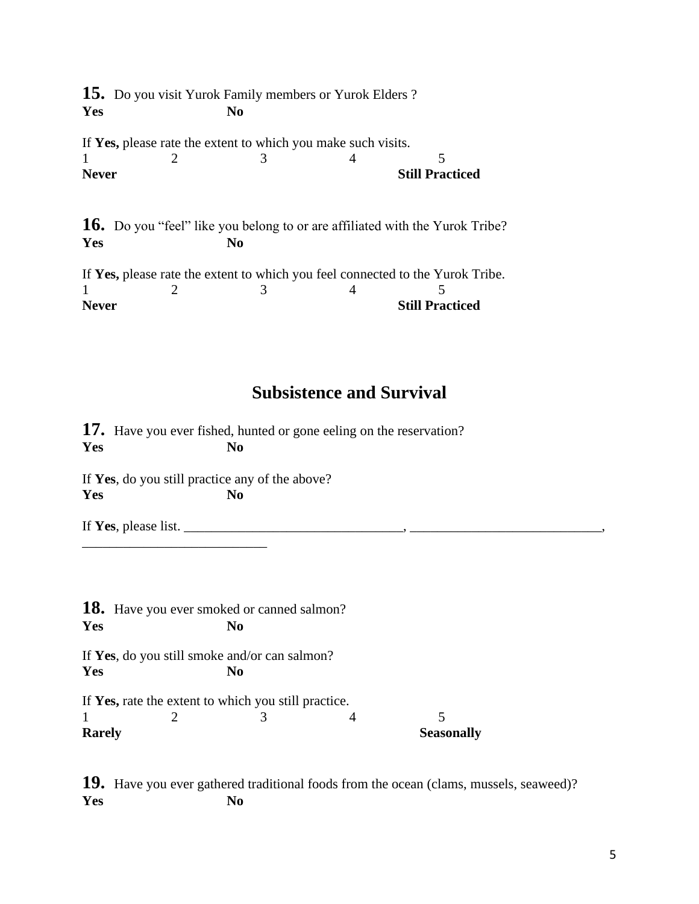**15.** Do you visit Yurok Family members or Yurok Elders ?

**Yes** **No**

If **Yes,** please rate the extent to which you make such visits.

| 1 | 2 | 3 | 4 | 5 |
|---|---|---|---|---|
| **Never** | | | | **Still Practiced** |

**16.** Do you "feel" like you belong to or are affiliated with the Yurok Tribe?

**Yes** **No**

If **Yes,** please rate the extent to which you feel connected to the Yurok Tribe.

| 1 | 2 | 3 | 4 | 5 |
|---|---|---|---|---|
| **Never** | | | | **Still Practiced** |

## Subsistence and Survival

**17.** Have you ever fished, hunted or gone eeling on the reservation?

**Yes** **No**

If **Yes**, do you still practice any of the above?

**Yes** **No**

If **Yes**, please list. ________________________________, ____________________________, ___________________________

**18.** Have you ever smoked or canned salmon?

**Yes** **No**

If **Yes**, do you still smoke and/or can salmon?

**Yes** **No**

If **Yes,** rate the extent to which you still practice.

| 1 | 2 | 3 | 4 | 5 |
|---|---|---|---|---|
| **Rarely** | | | | **Seasonally** |

**19.** Have you ever gathered traditional foods from the ocean (clams, mussels, seaweed)?

**Yes** **No**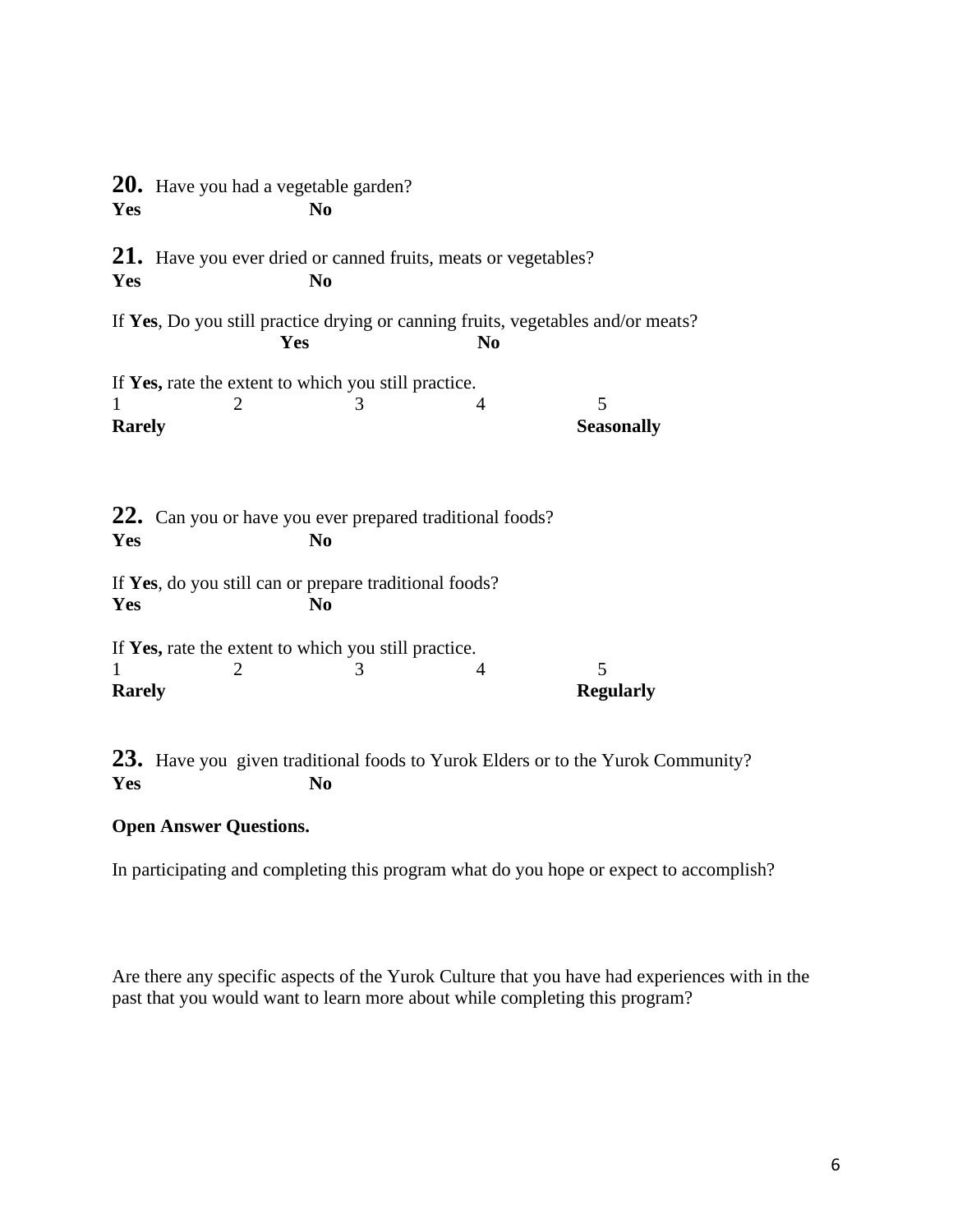**20.** Have you had a vegetable garden?
**Yes** **No**

**21.** Have you ever dried or canned fruits, meats or vegetables?
**Yes** **No**

If **Yes**, Do you still practice drying or canning fruits, vegetables and/or meats?
**Yes** **No**

If **Yes,** rate the extent to which you still practice.

| 1 | 2 | 3 | 4 | 5 |
|---|---|---|---|---|
| **Rarely** | | | | **Seasonally** |

**22.** Can you or have you ever prepared traditional foods?
**Yes** **No**

If **Yes**, do you still can or prepare traditional foods?
**Yes** **No**

If **Yes,** rate the extent to which you still practice.

| 1 | 2 | 3 | 4 | 5 |
|---|---|---|---|---|
| **Rarely** | | | | **Regularly** |

**23.** Have you given traditional foods to Yurok Elders or to the Yurok Community?
**Yes** **No**

**Open Answer Questions.**

In participating and completing this program what do you hope or expect to accomplish?

Are there any specific aspects of the Yurok Culture that you have had experiences with in the past that you would want to learn more about while completing this program?